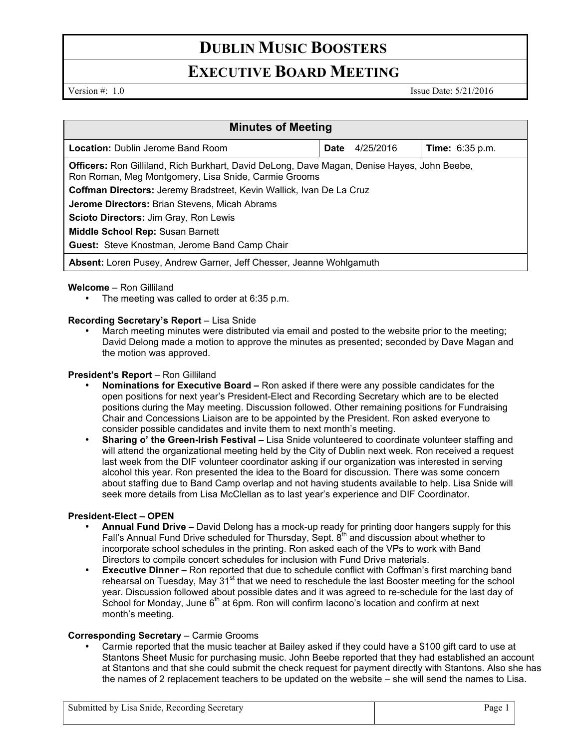# DUBLIN MUSIC BOOSTERS

## EXECUTIVE BOARD MEETING

Version #: 1.0 Issue Date: 5/21/2016

| Minutes of Meeting | | |
|---|---|---|
| **Location:** Dublin Jerome Band Room | **Date** 4/25/2016 | **Time:** 6:35 p.m. |
| **Officers:** Ron Gilliland, Rich Burkhart, David DeLong, Dave Magan, Denise Hayes, John Beebe, Ron Roman, Meg Montgomery, Lisa Snide, Carmie Grooms<br>**Coffman Directors:** Jeremy Bradstreet, Kevin Wallick, Ivan De La Cruz<br>**Jerome Directors:** Brian Stevens, Micah Abrams<br>**Scioto Directors:** Jim Gray, Ron Lewis<br>**Middle School Rep:** Susan Barnett<br>**Guest:** Steve Knostman, Jerome Band Camp Chair | | |
| **Absent:** Loren Pusey, Andrew Garner, Jeff Chesser, Jeanne Wohlgamuth | | |

**Welcome** – Ron Gilliland

- The meeting was called to order at 6:35 p.m.

**Recording Secretary's Report** – Lisa Snide

- March meeting minutes were distributed via email and posted to the website prior to the meeting; David Delong made a motion to approve the minutes as presented; seconded by Dave Magan and the motion was approved.

**President's Report** – Ron Gilliland

- **Nominations for Executive Board –** Ron asked if there were any possible candidates for the open positions for next year's President-Elect and Recording Secretary which are to be elected positions during the May meeting. Discussion followed. Other remaining positions for Fundraising Chair and Concessions Liaison are to be appointed by the President. Ron asked everyone to consider possible candidates and invite them to next month's meeting.
- **Sharing o' the Green-Irish Festival –** Lisa Snide volunteered to coordinate volunteer staffing and will attend the organizational meeting held by the City of Dublin next week. Ron received a request last week from the DIF volunteer coordinator asking if our organization was interested in serving alcohol this year. Ron presented the idea to the Board for discussion. There was some concern about staffing due to Band Camp overlap and not having students available to help. Lisa Snide will seek more details from Lisa McClellan as to last year's experience and DIF Coordinator.

**President-Elect – OPEN**

- **Annual Fund Drive –** David Delong has a mock-up ready for printing door hangers supply for this Fall's Annual Fund Drive scheduled for Thursday, Sept. 8th and discussion about whether to incorporate school schedules in the printing. Ron asked each of the VPs to work with Band Directors to compile concert schedules for inclusion with Fund Drive materials.
- **Executive Dinner –** Ron reported that due to schedule conflict with Coffman's first marching band rehearsal on Tuesday, May 31st that we need to reschedule the last Booster meeting for the school year. Discussion followed about possible dates and it was agreed to re-schedule for the last day of School for Monday, June 6th at 6pm. Ron will confirm Iacono's location and confirm at next month's meeting.

**Corresponding Secretary** – Carmie Grooms

- Carmie reported that the music teacher at Bailey asked if they could have a $100 gift card to use at Stantons Sheet Music for purchasing music. John Beebe reported that they had established an account at Stantons and that she could submit the check request for payment directly with Stantons. Also she has the names of 2 replacement teachers to be updated on the website – she will send the names to Lisa.

Submitted by Lisa Snide, Recording Secretary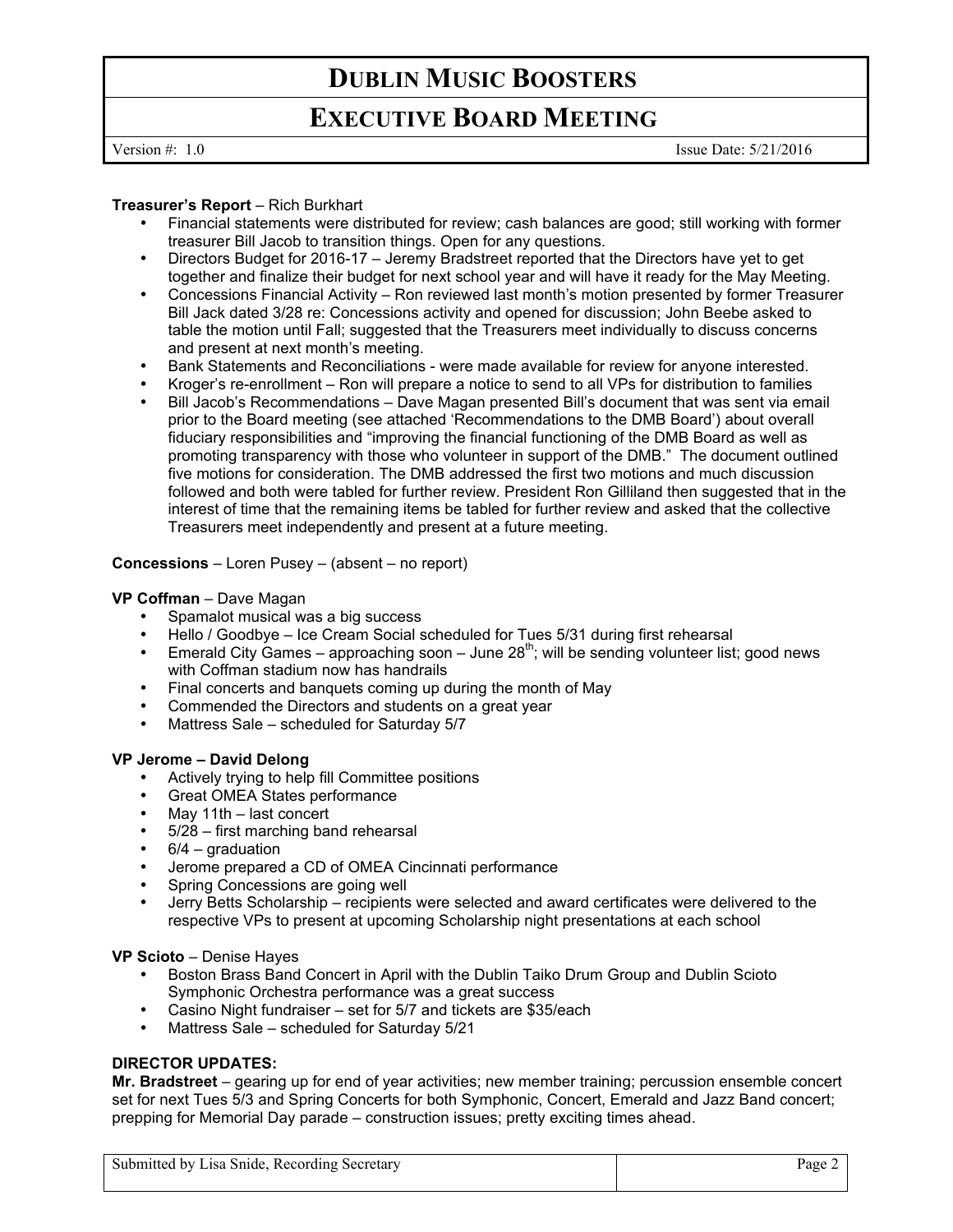**Treasurer's Report** – Rich Burkhart

- Financial statements were distributed for review; cash balances are good; still working with former treasurer Bill Jacob to transition things. Open for any questions.
- Directors Budget for 2016-17 – Jeremy Bradstreet reported that the Directors have yet to get together and finalize their budget for next school year and will have it ready for the May Meeting.
- Concessions Financial Activity – Ron reviewed last month's motion presented by former Treasurer Bill Jack dated 3/28 re: Concessions activity and opened for discussion; John Beebe asked to table the motion until Fall; suggested that the Treasurers meet individually to discuss concerns and present at next month's meeting.
- Bank Statements and Reconciliations - were made available for review for anyone interested.
- Kroger's re-enrollment – Ron will prepare a notice to send to all VPs for distribution to families
- Bill Jacob's Recommendations – Dave Magan presented Bill's document that was sent via email prior to the Board meeting (see attached 'Recommendations to the DMB Board') about overall fiduciary responsibilities and "improving the financial functioning of the DMB Board as well as promoting transparency with those who volunteer in support of the DMB." The document outlined five motions for consideration. The DMB addressed the first two motions and much discussion followed and both were tabled for further review. President Ron Gilliland then suggested that in the interest of time that the remaining items be tabled for further review and asked that the collective Treasurers meet independently and present at a future meeting.

**Concessions** – Loren Pusey – (absent – no report)

**VP Coffman** – Dave Magan

- Spamalot musical was a big success
- Hello / Goodbye – Ice Cream Social scheduled for Tues 5/31 during first rehearsal
- Emerald City Games – approaching soon – June 28th; will be sending volunteer list; good news with Coffman stadium now has handrails
- Final concerts and banquets coming up during the month of May
- Commended the Directors and students on a great year
- Mattress Sale – scheduled for Saturday 5/7

**VP Jerome – David Delong**

- Actively trying to help fill Committee positions
- Great OMEA States performance
- May 11th – last concert
- 5/28 – first marching band rehearsal
- 6/4 – graduation
- Jerome prepared a CD of OMEA Cincinnati performance
- Spring Concessions are going well
- Jerry Betts Scholarship – recipients were selected and award certificates were delivered to the respective VPs to present at upcoming Scholarship night presentations at each school

**VP Scioto** – Denise Hayes

- Boston Brass Band Concert in April with the Dublin Taiko Drum Group and Dublin Scioto Symphonic Orchestra performance was a great success
- Casino Night fundraiser – set for 5/7 and tickets are $35/each
- Mattress Sale – scheduled for Saturday 5/21

**DIRECTOR UPDATES:**

**Mr. Bradstreet** – gearing up for end of year activities; new member training; percussion ensemble concert set for next Tues 5/3 and Spring Concerts for both Symphonic, Concert, Emerald and Jazz Band concert; prepping for Memorial Day parade – construction issues; pretty exciting times ahead.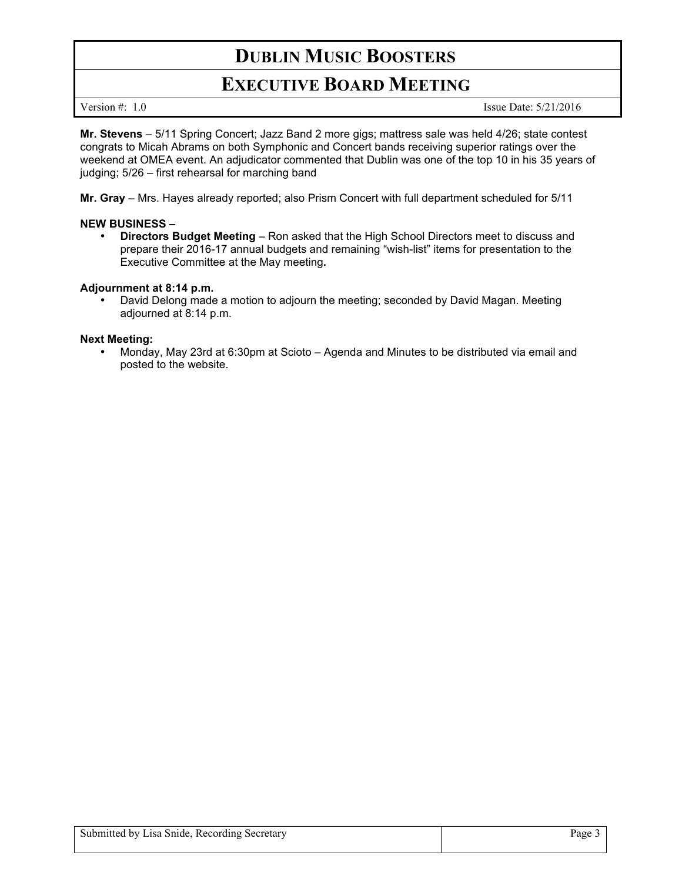**Mr. Stevens** – 5/11 Spring Concert; Jazz Band 2 more gigs; mattress sale was held 4/26; state contest congrats to Micah Abrams on both Symphonic and Concert bands receiving superior ratings over the weekend at OMEA event. An adjudicator commented that Dublin was one of the top 10 in his 35 years of judging; 5/26 – first rehearsal for marching band

**Mr. Gray** – Mrs. Hayes already reported; also Prism Concert with full department scheduled for 5/11

**NEW BUSINESS –**

- **Directors Budget Meeting** – Ron asked that the High School Directors meet to discuss and prepare their 2016-17 annual budgets and remaining "wish-list" items for presentation to the Executive Committee at the May meeting**.**

**Adjournment at 8:14 p.m.**

- David Delong made a motion to adjourn the meeting; seconded by David Magan. Meeting adjourned at 8:14 p.m.

**Next Meeting:**

- Monday, May 23rd at 6:30pm at Scioto – Agenda and Minutes to be distributed via email and posted to the website.